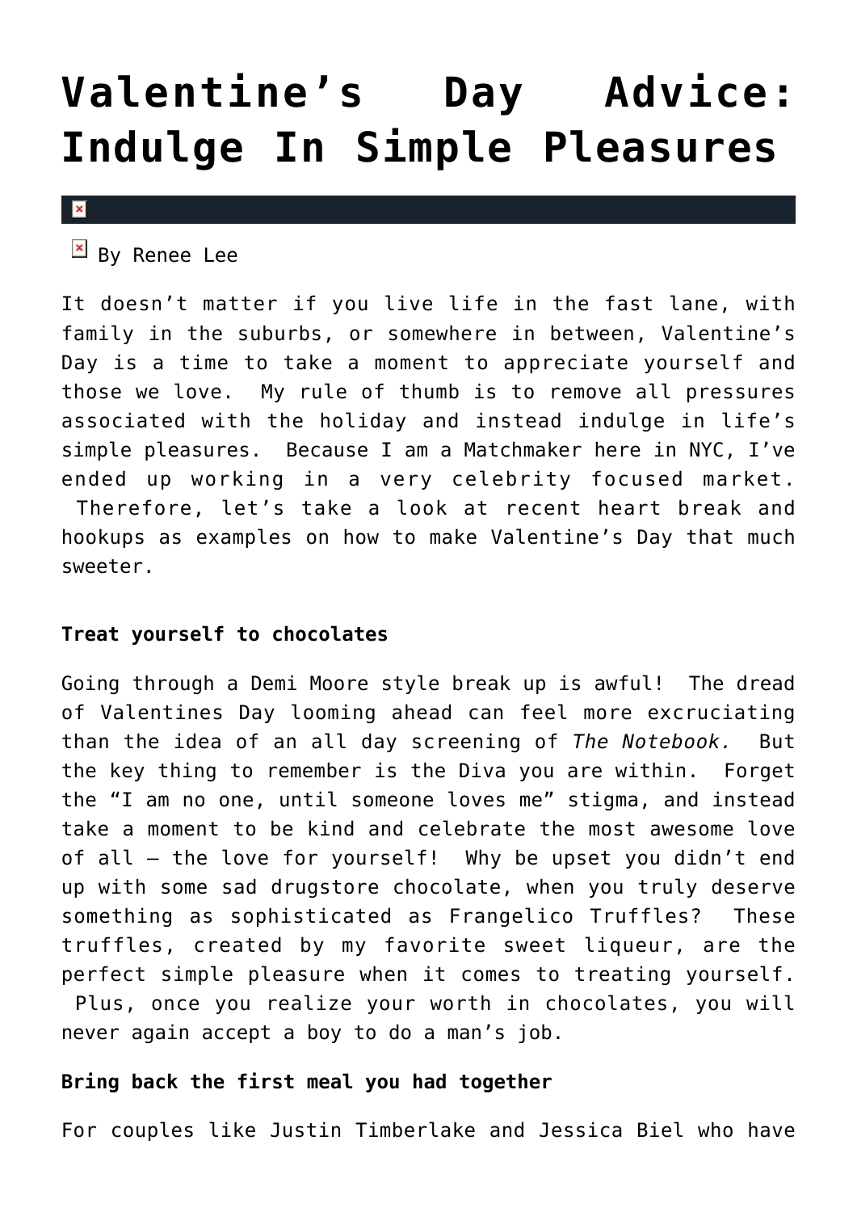# Valentine's Day Advice: Indulge In Simple Pleasures

By Renee Lee

It doesn't matter if you live life in the fast lane, with family in the suburbs, or somewhere in between, Valentine's Day is a time to take a moment to appreciate yourself and those we love. My rule of thumb is to remove all pressures associated with the holiday and instead indulge in life's simple pleasures. Because I am a Matchmaker here in NYC, I've ended up working in a very celebrity focused market. Therefore, let's take a look at recent heart break and hookups as examples on how to make Valentine's Day that much sweeter.

**Treat yourself to chocolates**

Going through a Demi Moore style break up is awful! The dread of Valentines Day looming ahead can feel more excruciating than the idea of an all day screening of *The Notebook.* But the key thing to remember is the Diva you are within. Forget the "I am no one, until someone loves me" stigma, and instead take a moment to be kind and celebrate the most awesome love of all – the love for yourself! Why be upset you didn't end up with some sad drugstore chocolate, when you truly deserve something as sophisticated as Frangelico Truffles? These truffles, created by my favorite sweet liqueur, are the perfect simple pleasure when it comes to treating yourself. Plus, once you realize your worth in chocolates, you will never again accept a boy to do a man's job.

**Bring back the first meal you had together**

For couples like Justin Timberlake and Jessica Biel who have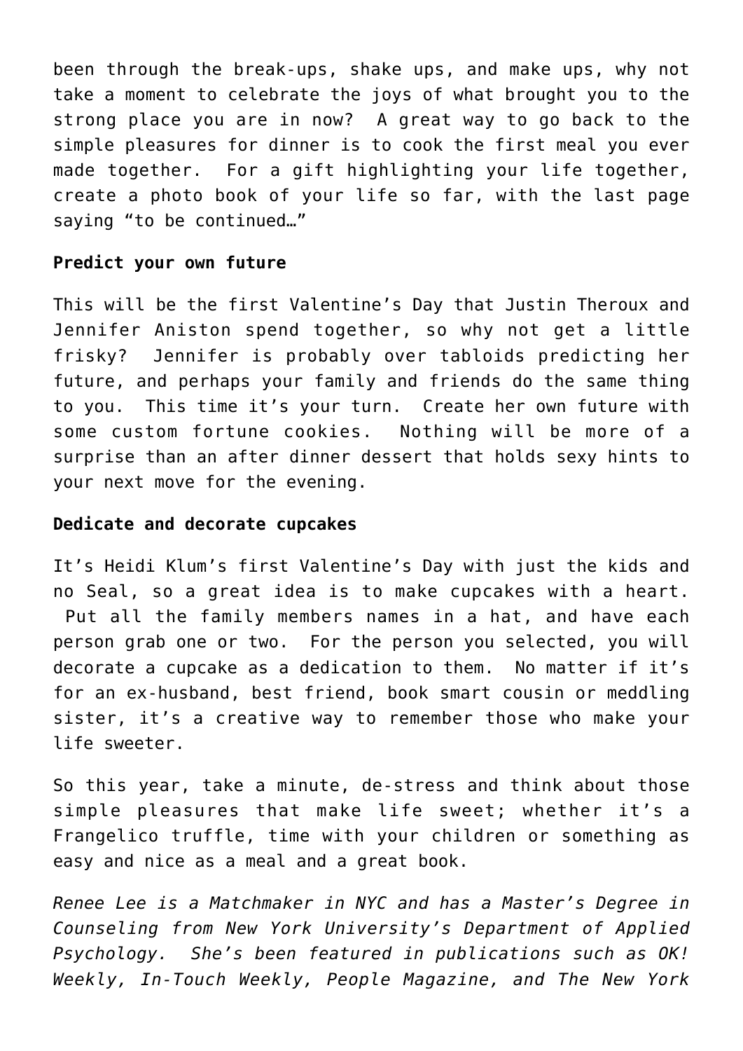been through the break-ups, shake ups, and make ups, why not take a moment to celebrate the joys of what brought you to the strong place you are in now? A great way to go back to the simple pleasures for dinner is to cook the first meal you ever made together. For a gift highlighting your life together, create a photo book of your life so far, with the last page saying "to be continued…"

**Predict your own future**

This will be the first Valentine's Day that Justin Theroux and Jennifer Aniston spend together, so why not get a little frisky? Jennifer is probably over tabloids predicting her future, and perhaps your family and friends do the same thing to you. This time it's your turn. Create her own future with some custom fortune cookies. Nothing will be more of a surprise than an after dinner dessert that holds sexy hints to your next move for the evening.

**Dedicate and decorate cupcakes**

It's Heidi Klum's first Valentine's Day with just the kids and no Seal, so a great idea is to make cupcakes with a heart. Put all the family members names in a hat, and have each person grab one or two. For the person you selected, you will decorate a cupcake as a dedication to them. No matter if it's for an ex-husband, best friend, book smart cousin or meddling sister, it's a creative way to remember those who make your life sweeter.

So this year, take a minute, de-stress and think about those simple pleasures that make life sweet; whether it's a Frangelico truffle, time with your children or something as easy and nice as a meal and a great book.

*Renee Lee is a Matchmaker in NYC and has a Master's Degree in Counseling from New York University's Department of Applied Psychology. She's been featured in publications such as OK! Weekly, In-Touch Weekly, People Magazine, and The New York*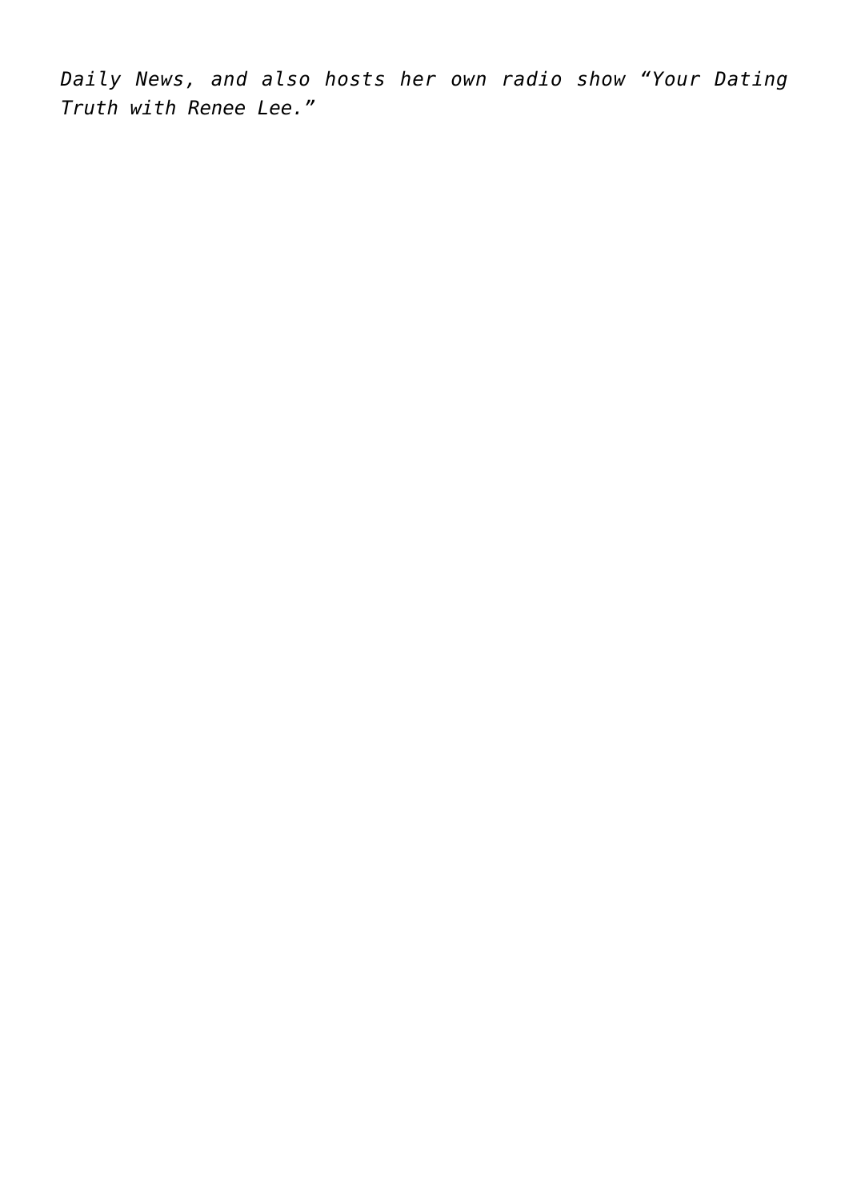*Daily News, and also hosts her own radio show "Your Dating Truth with Renee Lee."*